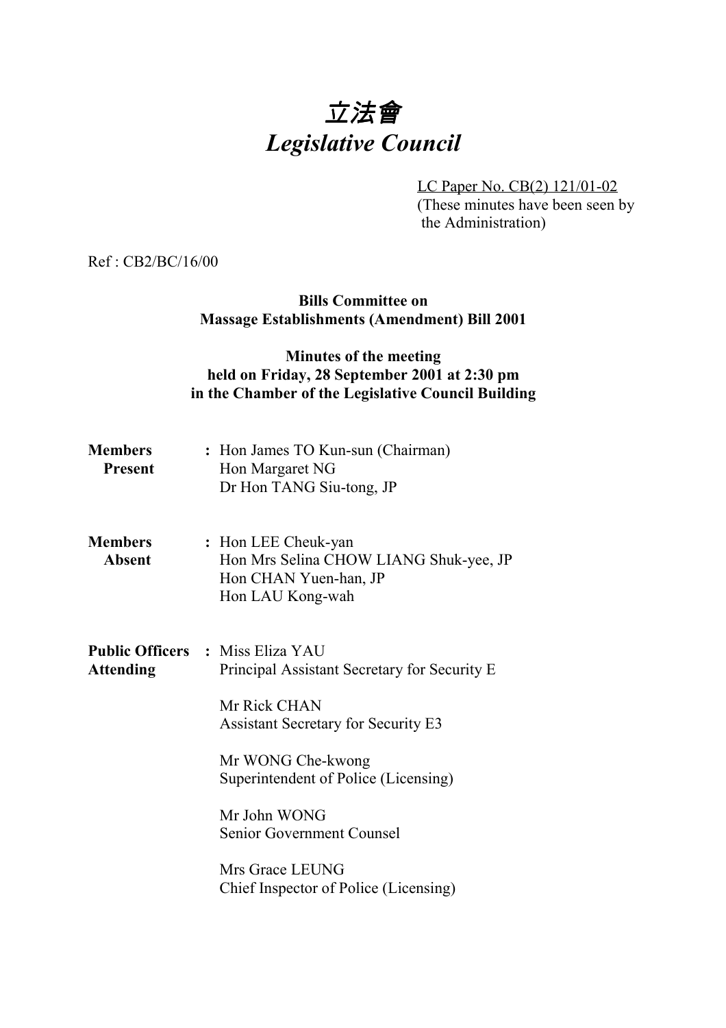# 立法會
# *Legislative Council*

LC Paper No. CB(2) 121/01-02
(These minutes have been seen by the Administration)

Ref : CB2/BC/16/00

**Bills Committee on**
**Massage Establishments (Amendment) Bill 2001**

**Minutes of the meeting**
**held on Friday, 28 September 2001 at 2:30 pm**
**in the Chamber of the Legislative Council Building**

**Members Present** : Hon James TO Kun-sun (Chairman)
Hon Margaret NG
Dr Hon TANG Siu-tong, JP

**Members Absent** : Hon LEE Cheuk-yan
Hon Mrs Selina CHOW LIANG Shuk-yee, JP
Hon CHAN Yuen-han, JP
Hon LAU Kong-wah

**Public Officers Attending** : Miss Eliza YAU
Principal Assistant Secretary for Security E

Mr Rick CHAN
Assistant Secretary for Security E3

Mr WONG Che-kwong
Superintendent of Police (Licensing)

Mr John WONG
Senior Government Counsel

Mrs Grace LEUNG
Chief Inspector of Police (Licensing)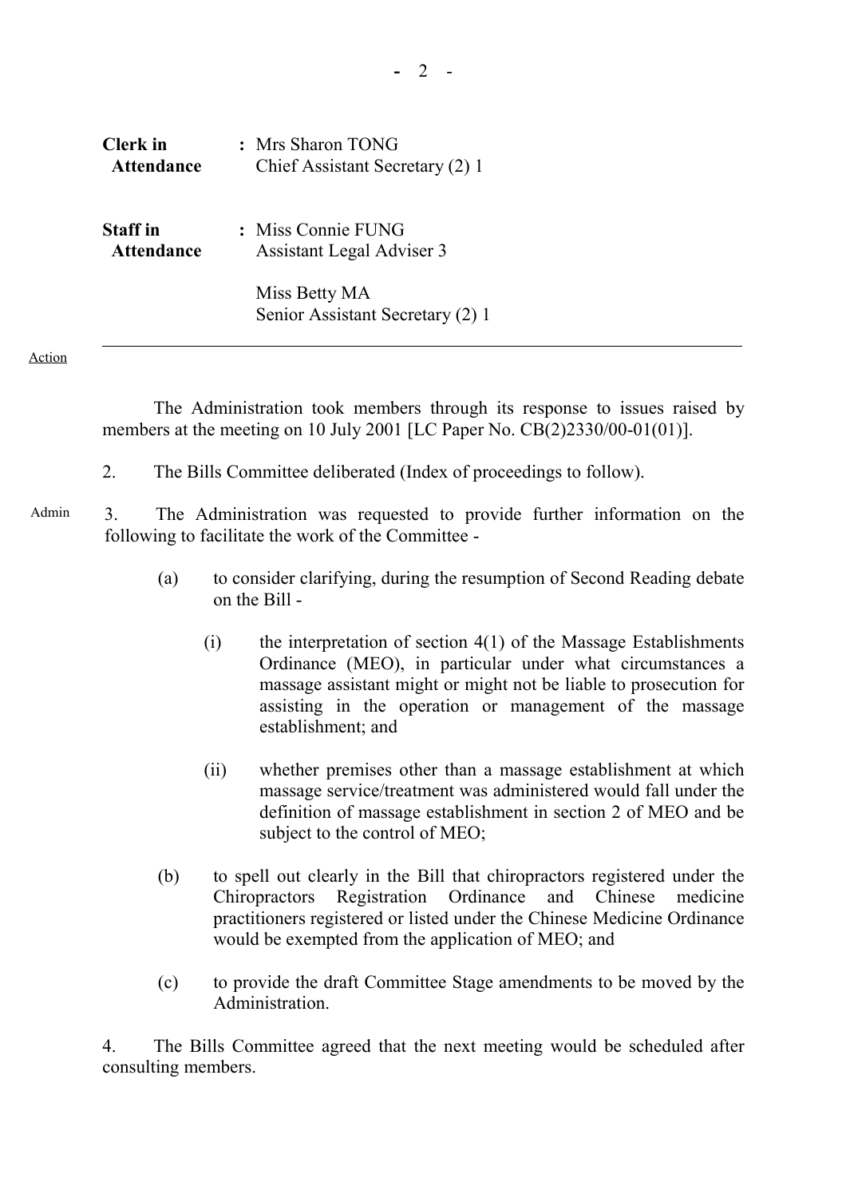| | |
|---|---|
| **Clerk in Attendance** | : Mrs Sharon TONG<br>Chief Assistant Secretary (2) 1 |
| **Staff in Attendance** | : Miss Connie FUNG<br>Assistant Legal Adviser 3<br><br>Miss Betty MA<br>Senior Assistant Secretary (2) 1 |

---

Action

The Administration took members through its response to issues raised by members at the meeting on 10 July 2001 [LC Paper No. CB(2)2330/00-01(01)].

2. The Bills Committee deliberated (Index of proceedings to follow).

Admin

3. The Administration was requested to provide further information on the following to facilitate the work of the Committee -

(a) to consider clarifying, during the resumption of Second Reading debate on the Bill -

(i) the interpretation of section 4(1) of the Massage Establishments Ordinance (MEO), in particular under what circumstances a massage assistant might or might not be liable to prosecution for assisting in the operation or management of the massage establishment; and

(ii) whether premises other than a massage establishment at which massage service/treatment was administered would fall under the definition of massage establishment in section 2 of MEO and be subject to the control of MEO;

(b) to spell out clearly in the Bill that chiropractors registered under the Chiropractors Registration Ordinance and Chinese medicine practitioners registered or listed under the Chinese Medicine Ordinance would be exempted from the application of MEO; and

(c) to provide the draft Committee Stage amendments to be moved by the Administration.

4. The Bills Committee agreed that the next meeting would be scheduled after consulting members.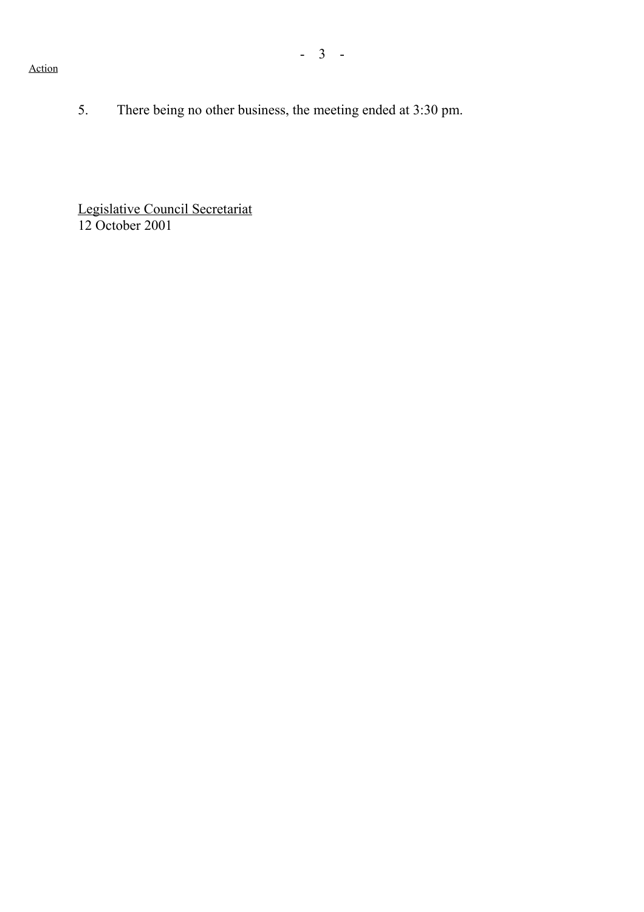Action

5. There being no other business, the meeting ended at 3:30 pm.

Legislative Council Secretariat
12 October 2001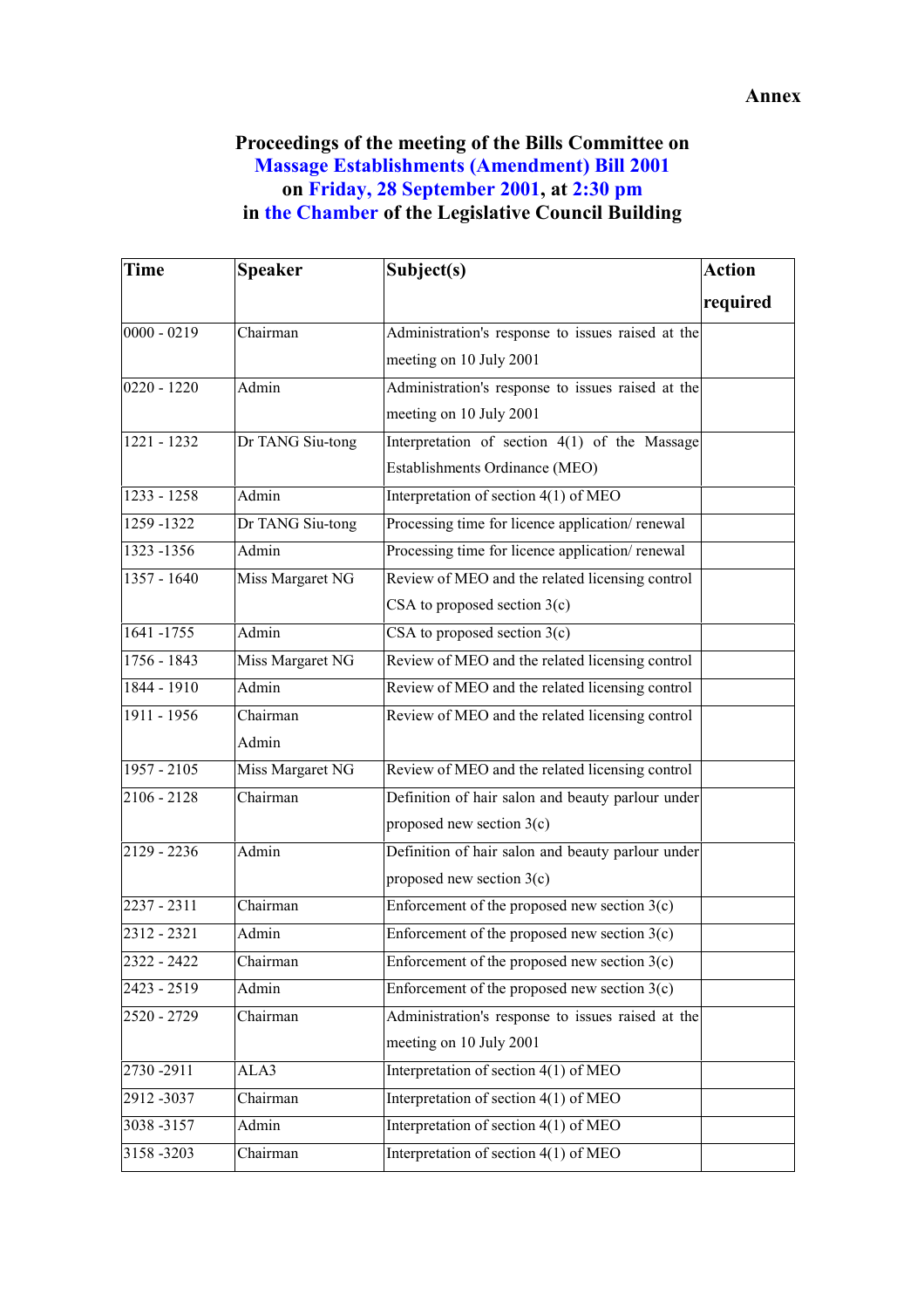**Annex**

**Proceedings of the meeting of the Bills Committee on Massage Establishments (Amendment) Bill 2001 on Friday, 28 September 2001, at 2:30 pm in the Chamber of the Legislative Council Building**

| Time | Speaker | Subject(s) | Action required |
|---|---|---|---|
| 0000 - 0219 | Chairman | Administration's response to issues raised at the meeting on 10 July 2001 | |
| 0220 - 1220 | Admin | Administration's response to issues raised at the meeting on 10 July 2001 | |
| 1221 - 1232 | Dr TANG Siu-tong | Interpretation of section 4(1) of the Massage Establishments Ordinance (MEO) | |
| 1233 - 1258 | Admin | Interpretation of section 4(1) of MEO | |
| 1259 -1322 | Dr TANG Siu-tong | Processing time for licence application/ renewal | |
| 1323 -1356 | Admin | Processing time for licence application/ renewal | |
| 1357 - 1640 | Miss Margaret NG | Review of MEO and the related licensing control<br>CSA to proposed section 3(c) | |
| 1641 -1755 | Admin | CSA to proposed section 3(c) | |
| 1756 - 1843 | Miss Margaret NG | Review of MEO and the related licensing control | |
| 1844 - 1910 | Admin | Review of MEO and the related licensing control | |
| 1911 - 1956 | Chairman<br>Admin | Review of MEO and the related licensing control | |
| 1957 - 2105 | Miss Margaret NG | Review of MEO and the related licensing control | |
| 2106 - 2128 | Chairman | Definition of hair salon and beauty parlour under proposed new section 3(c) | |
| 2129 - 2236 | Admin | Definition of hair salon and beauty parlour under proposed new section 3(c) | |
| 2237 - 2311 | Chairman | Enforcement of the proposed new section 3(c) | |
| 2312 - 2321 | Admin | Enforcement of the proposed new section 3(c) | |
| 2322 - 2422 | Chairman | Enforcement of the proposed new section 3(c) | |
| 2423 - 2519 | Admin | Enforcement of the proposed new section 3(c) | |
| 2520 - 2729 | Chairman | Administration's response to issues raised at the meeting on 10 July 2001 | |
| 2730 -2911 | ALA3 | Interpretation of section 4(1) of MEO | |
| 2912 -3037 | Chairman | Interpretation of section 4(1) of MEO | |
| 3038 -3157 | Admin | Interpretation of section 4(1) of MEO | |
| 3158 -3203 | Chairman | Interpretation of section 4(1) of MEO | |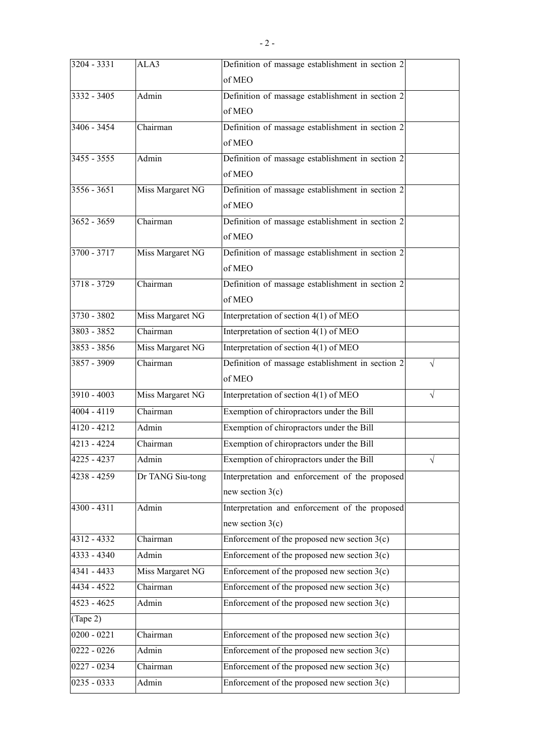| | | | |
|---|---|---|---|
| 3204 - 3331 | ALA3 | Definition of massage establishment in section 2 of MEO | |
| 3332 - 3405 | Admin | Definition of massage establishment in section 2 of MEO | |
| 3406 - 3454 | Chairman | Definition of massage establishment in section 2 of MEO | |
| 3455 - 3555 | Admin | Definition of massage establishment in section 2 of MEO | |
| 3556 - 3651 | Miss Margaret NG | Definition of massage establishment in section 2 of MEO | |
| 3652 - 3659 | Chairman | Definition of massage establishment in section 2 of MEO | |
| 3700 - 3717 | Miss Margaret NG | Definition of massage establishment in section 2 of MEO | |
| 3718 - 3729 | Chairman | Definition of massage establishment in section 2 of MEO | |
| 3730 - 3802 | Miss Margaret NG | Interpretation of section 4(1) of MEO | |
| 3803 - 3852 | Chairman | Interpretation of section 4(1) of MEO | |
| 3853 - 3856 | Miss Margaret NG | Interpretation of section 4(1) of MEO | |
| 3857 - 3909 | Chairman | Definition of massage establishment in section 2 of MEO | √ |
| 3910 - 4003 | Miss Margaret NG | Interpretation of section 4(1) of MEO | √ |
| 4004 - 4119 | Chairman | Exemption of chiropractors under the Bill | |
| 4120 - 4212 | Admin | Exemption of chiropractors under the Bill | |
| 4213 - 4224 | Chairman | Exemption of chiropractors under the Bill | |
| 4225 - 4237 | Admin | Exemption of chiropractors under the Bill | √ |
| 4238 - 4259 | Dr TANG Siu-tong | Interpretation and enforcement of the proposed new section 3(c) | |
| 4300 - 4311 | Admin | Interpretation and enforcement of the proposed new section 3(c) | |
| 4312 - 4332 | Chairman | Enforcement of the proposed new section 3(c) | |
| 4333 - 4340 | Admin | Enforcement of the proposed new section 3(c) | |
| 4341 - 4433 | Miss Margaret NG | Enforcement of the proposed new section 3(c) | |
| 4434 - 4522 | Chairman | Enforcement of the proposed new section 3(c) | |
| 4523 - 4625 | Admin | Enforcement of the proposed new section 3(c) | |
| (Tape 2) | | | |
| 0200 - 0221 | Chairman | Enforcement of the proposed new section 3(c) | |
| 0222 - 0226 | Admin | Enforcement of the proposed new section 3(c) | |
| 0227 - 0234 | Chairman | Enforcement of the proposed new section 3(c) | |
| 0235 - 0333 | Admin | Enforcement of the proposed new section 3(c) | |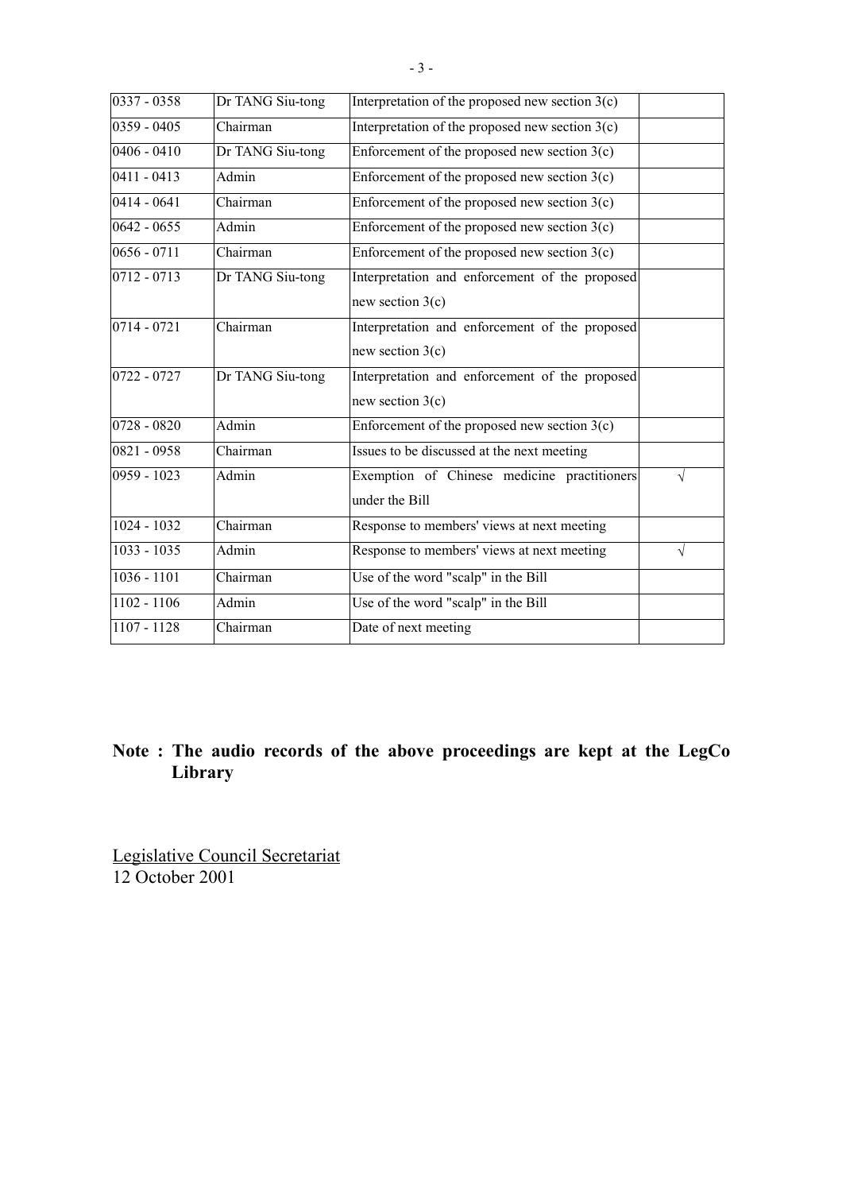| | | | |
|---|---|---|---|
| 0337 - 0358 | Dr TANG Siu-tong | Interpretation of the proposed new section 3(c) | |
| 0359 - 0405 | Chairman | Interpretation of the proposed new section 3(c) | |
| 0406 - 0410 | Dr TANG Siu-tong | Enforcement of the proposed new section 3(c) | |
| 0411 - 0413 | Admin | Enforcement of the proposed new section 3(c) | |
| 0414 - 0641 | Chairman | Enforcement of the proposed new section 3(c) | |
| 0642 - 0655 | Admin | Enforcement of the proposed new section 3(c) | |
| 0656 - 0711 | Chairman | Enforcement of the proposed new section 3(c) | |
| 0712 - 0713 | Dr TANG Siu-tong | Interpretation and enforcement of the proposed new section 3(c) | |
| 0714 - 0721 | Chairman | Interpretation and enforcement of the proposed new section 3(c) | |
| 0722 - 0727 | Dr TANG Siu-tong | Interpretation and enforcement of the proposed new section 3(c) | |
| 0728 - 0820 | Admin | Enforcement of the proposed new section 3(c) | |
| 0821 - 0958 | Chairman | Issues to be discussed at the next meeting | |
| 0959 - 1023 | Admin | Exemption of Chinese medicine practitioners under the Bill | √ |
| 1024 - 1032 | Chairman | Response to members' views at next meeting | |
| 1033 - 1035 | Admin | Response to members' views at next meeting | √ |
| 1036 - 1101 | Chairman | Use of the word "scalp" in the Bill | |
| 1102 - 1106 | Admin | Use of the word "scalp" in the Bill | |
| 1107 - 1128 | Chairman | Date of next meeting | |

**Note : The audio records of the above proceedings are kept at the LegCo Library**

Legislative Council Secretariat
12 October 2001